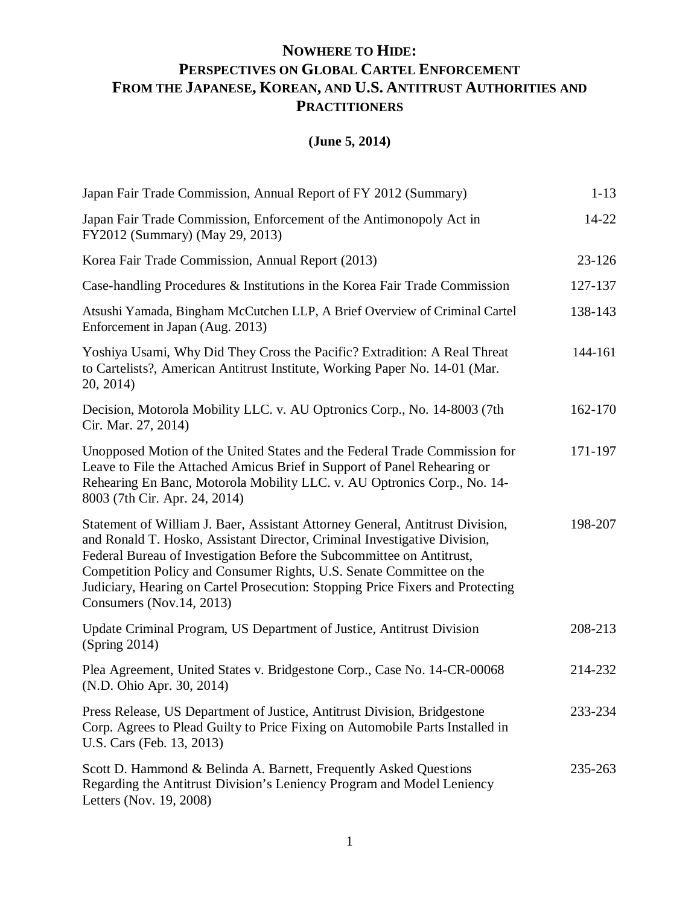# NOWHERE TO HIDE: PERSPECTIVES ON GLOBAL CARTEL ENFORCEMENT FROM THE JAPANESE, KOREAN, AND U.S. ANTITRUST AUTHORITIES AND PRACTITIONERS

**(June 5, 2014)**

| | |
|---|---|
| Japan Fair Trade Commission, Annual Report of FY 2012 (Summary) | 1-13 |
| Japan Fair Trade Commission, Enforcement of the Antimonopoly Act in FY2012 (Summary) (May 29, 2013) | 14-22 |
| Korea Fair Trade Commission, Annual Report (2013) | 23-126 |
| Case-handling Procedures & Institutions in the Korea Fair Trade Commission | 127-137 |
| Atsushi Yamada, Bingham McCutchen LLP, A Brief Overview of Criminal Cartel Enforcement in Japan (Aug. 2013) | 138-143 |
| Yoshiya Usami, Why Did They Cross the Pacific? Extradition: A Real Threat to Cartelists?, American Antitrust Institute, Working Paper No. 14-01 (Mar. 20, 2014) | 144-161 |
| Decision, Motorola Mobility LLC. v. AU Optronics Corp., No. 14-8003 (7th Cir. Mar. 27, 2014) | 162-170 |
| Unopposed Motion of the United States and the Federal Trade Commission for Leave to File the Attached Amicus Brief in Support of Panel Rehearing or Rehearing En Banc, Motorola Mobility LLC. v. AU Optronics Corp., No. 14-8003 (7th Cir. Apr. 24, 2014) | 171-197 |
| Statement of William J. Baer, Assistant Attorney General, Antitrust Division, and Ronald T. Hosko, Assistant Director, Criminal Investigative Division, Federal Bureau of Investigation Before the Subcommittee on Antitrust, Competition Policy and Consumer Rights, U.S. Senate Committee on the Judiciary, Hearing on Cartel Prosecution: Stopping Price Fixers and Protecting Consumers (Nov.14, 2013) | 198-207 |
| Update Criminal Program, US Department of Justice, Antitrust Division (Spring 2014) | 208-213 |
| Plea Agreement, United States v. Bridgestone Corp., Case No. 14-CR-00068 (N.D. Ohio Apr. 30, 2014) | 214-232 |
| Press Release, US Department of Justice, Antitrust Division, Bridgestone Corp. Agrees to Plead Guilty to Price Fixing on Automobile Parts Installed in U.S. Cars (Feb. 13, 2013) | 233-234 |
| Scott D. Hammond & Belinda A. Barnett, Frequently Asked Questions Regarding the Antitrust Division's Leniency Program and Model Leniency Letters (Nov. 19, 2008) | 235-263 |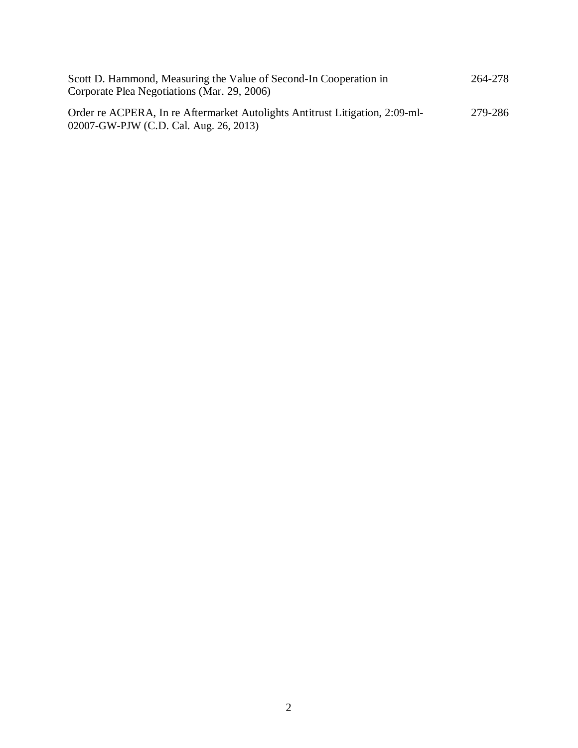| | |
|---|---|
| Scott D. Hammond, Measuring the Value of Second-In Cooperation in Corporate Plea Negotiations (Mar. 29, 2006) | 264-278 |
| Order re ACPERA, In re Aftermarket Autolights Antitrust Litigation, 2:09-ml-02007-GW-PJW (C.D. Cal. Aug. 26, 2013) | 279-286 |